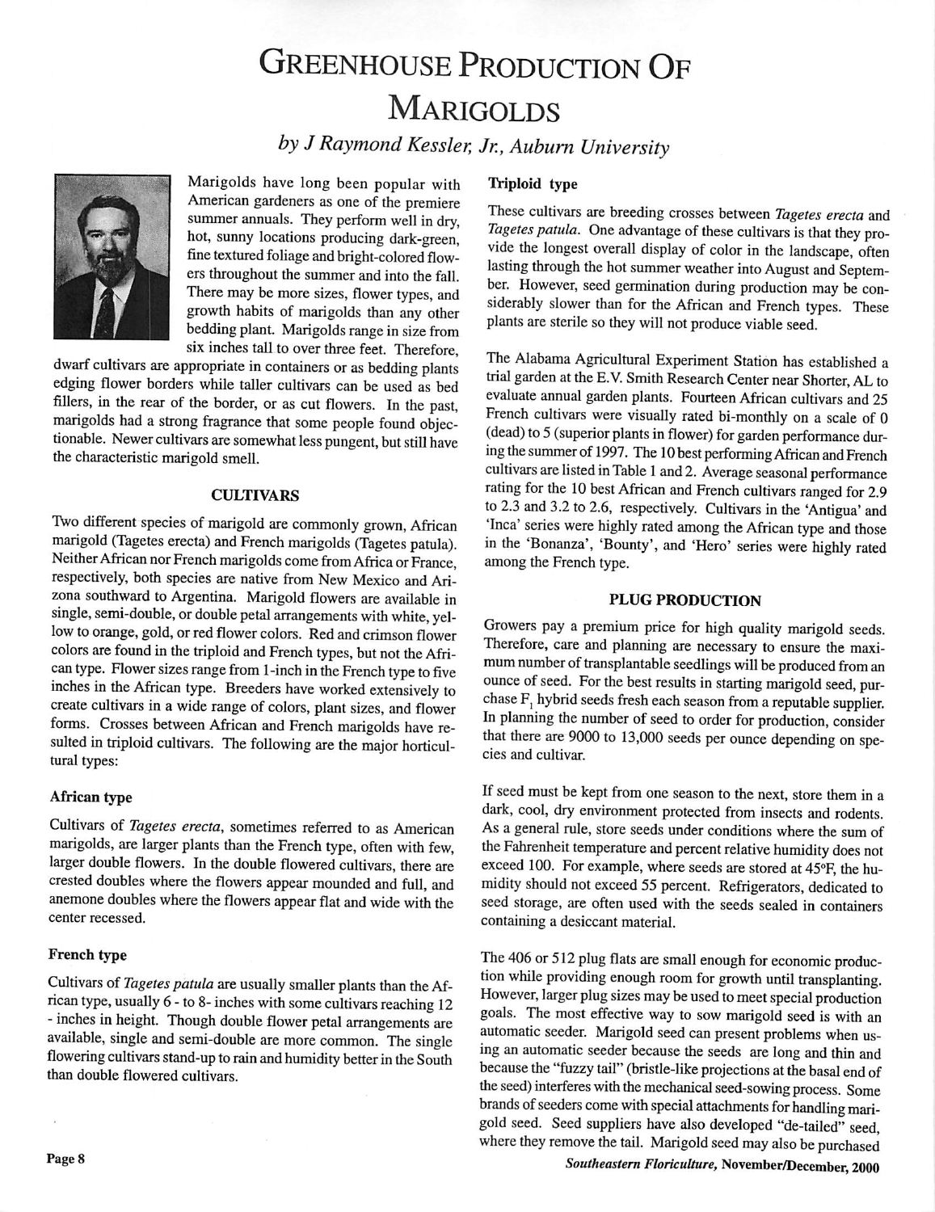# Greenhouse Production Of Marigolds

*by J Raymond Kessler, Jr., Auburn University*

Marigolds have long been popular with American gardeners as one of the premiere summer annuals. They perform well in dry, hot, sunny locations producing dark-green, fine textured foliage and bright-colored flowers throughout the summer and into the fall. There may be more sizes, flower types, and growth habits of marigolds than any other bedding plant. Marigolds range in size from six inches tall to over three feet. Therefore, dwarf cultivars are appropriate in containers or as bedding plants edging flower borders while taller cultivars can be used as bed fillers, in the rear of the border, or as cut flowers. In the past, marigolds had a strong fragrance that some people found objectionable. Newer cultivars are somewhat less pungent, but still have the characteristic marigold smell.

## CULTIVARS

Two different species of marigold are commonly grown, African marigold (Tagetes erecta) and French marigolds (Tagetes patula). Neither African nor French marigolds come from Africa or France, respectively, both species are native from New Mexico and Arizona southward to Argentina. Marigold flowers are available in single, semi-double, or double petal arrangements with white, yellow to orange, gold, or red flower colors. Red and crimson flower colors are found in the triploid and French types, but not the African type. Flower sizes range from 1-inch in the French type to five inches in the African type. Breeders have worked extensively to create cultivars in a wide range of colors, plant sizes, and flower forms. Crosses between African and French marigolds have resulted in triploid cultivars. The following are the major horticultural types:

### African type

Cultivars of *Tagetes erecta*, sometimes referred to as American marigolds, are larger plants than the French type, often with few, larger double flowers. In the double flowered cultivars, there are crested doubles where the flowers appear mounded and full, and anemone doubles where the flowers appear flat and wide with the center recessed.

### French type

Cultivars of *Tagetes patula* are usually smaller plants than the African type, usually 6 - to 8- inches with some cultivars reaching 12 - inches in height. Though double flower petal arrangements are available, single and semi-double are more common. The single flowering cultivars stand-up to rain and humidity better in the South than double flowered cultivars.

### Triploid type

These cultivars are breeding crosses between *Tagetes erecta* and *Tagetes patula*. One advantage of these cultivars is that they provide the longest overall display of color in the landscape, often lasting through the hot summer weather into August and September. However, seed germination during production may be considerably slower than for the African and French types. These plants are sterile so they will not produce viable seed.

The Alabama Agricultural Experiment Station has established a trial garden at the E.V. Smith Research Center near Shorter, AL to evaluate annual garden plants. Fourteen African cultivars and 25 French cultivars were visually rated bi-monthly on a scale of 0 (dead) to 5 (superior plants in flower) for garden performance during the summer of 1997. The 10 best performing African and French cultivars are listed in Table 1 and 2. Average seasonal performance rating for the 10 best African and French cultivars ranged for 2.9 to 2.3 and 3.2 to 2.6, respectively. Cultivars in the 'Antigua' and 'Inca' series were highly rated among the African type and those in the 'Bonanza', 'Bounty', and 'Hero' series were highly rated among the French type.

## PLUG PRODUCTION

Growers pay a premium price for high quality marigold seeds. Therefore, care and planning are necessary to ensure the maximum number of transplantable seedlings will be produced from an ounce of seed. For the best results in starting marigold seed, purchase $F_1$ hybrid seeds fresh each season from a reputable supplier. In planning the number of seed to order for production, consider that there are 9000 to 13,000 seeds per ounce depending on species and cultivar.

If seed must be kept from one season to the next, store them in a dark, cool, dry environment protected from insects and rodents. As a general rule, store seeds under conditions where the sum of the Fahrenheit temperature and percent relative humidity does not exceed 100. For example, where seeds are stored at 45°F, the humidity should not exceed 55 percent. Refrigerators, dedicated to seed storage, are often used with the seeds sealed in containers containing a desiccant material.

The 406 or 512 plug flats are small enough for economic production while providing enough room for growth until transplanting. However, larger plug sizes may be used to meet special production goals. The most effective way to sow marigold seed is with an automatic seeder. Marigold seed can present problems when using an automatic seeder because the seeds are long and thin and because the "fuzzy tail" (bristle-like projections at the basal end of the seed) interferes with the mechanical seed-sowing process. Some brands of seeders come with special attachments for handling marigold seed. Seed suppliers have also developed "de-tailed" seed, where they remove the tail. Marigold seed may also be purchased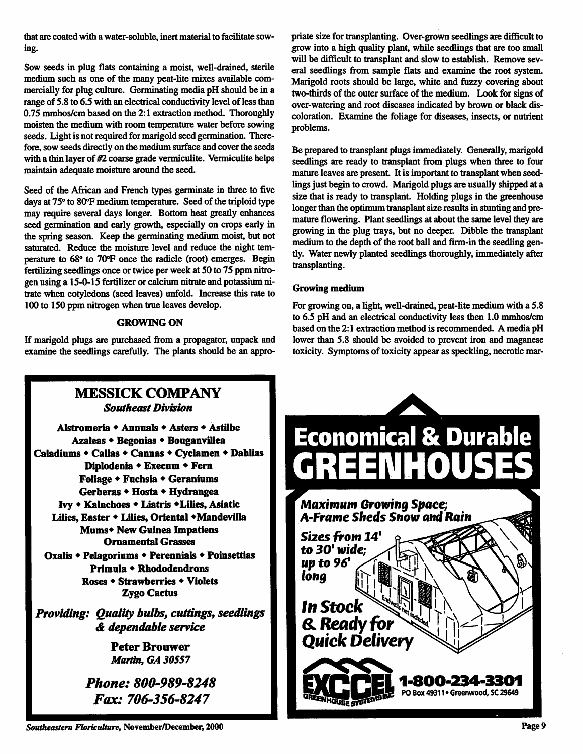that are coated with a water-soluble, inert material to facilitate sowing.

Sow seeds in plug flats containing a moist, well-drained, sterile medium such as one of the many peat-lite mixes available commercially for plug culture. Germinating media pH should be in a range of 5.8 to 6.5 with an electrical conductivity level of less than 0.75 mmhos/cm based on the 2:1 extraction method. Thoroughly moisten the medium with room temperature water before sowing seeds. Light is not required for marigold seed germination. Therefore, sow seeds directly on the medium surface and cover the seeds with a thin layer of #2 coarse grade vermiculite. Vermiculite helps maintain adequate moisture around the seed.

Seed of the African and French types germinate in three to five days at 75° to 80°F medium temperature. Seed of the triploid type may require several days longer. Bottom heat greatly enhances seed germination and early growth, especially on crops early in the spring season. Keep the germinating medium moist, but not saturated. Reduce the moisture level and reduce the night temperature to 68° to 70°F once the radicle (root) emerges. Begin fertilizing seedlings once or twice per week at 50 to 75 ppm nitrogen using a 15-0-15 fertilizer or calcium nitrate and potassium nitrate when cotyledons (seed leaves) unfold. Increase this rate to 100 to 150 ppm nitrogen when true leaves develop.

## GROWING ON

If marigold plugs are purchased from a propagator, unpack and examine the seedlings carefully. The plants should be an appropriate size for transplanting. Over-grown seedlings are difficult to grow into a high quality plant, while seedlings that are too small will be difficult to transplant and slow to establish. Remove several seedlings from sample flats and examine the root system. Marigold roots should be large, white and fuzzy covering about two-thirds of the outer surface of the medium. Look for signs of over-watering and root diseases indicated by brown or black discoloration. Examine the foliage for diseases, insects, or nutrient problems.

Be prepared to transplant plugs immediately. Generally, marigold seedlings are ready to transplant from plugs when three to four mature leaves are present. It is important to transplant when seedlings just begin to crowd. Marigold plugs are usually shipped at a size that is ready to transplant. Holding plugs in the greenhouse longer than the optimum transplant size results in stunting and premature flowering. Plant seedlings at about the same level they are growing in the plug trays, but no deeper. Dibble the transplant medium to the depth of the root ball and firm-in the seedling gently. Water newly planted seedlings thoroughly, immediately after transplanting.

### Growing medium

For growing on, a light, well-drained, peat-lite medium with a 5.8 to 6.5 pH and an electrical conductivity less then 1.0 mmhos/cm based on the 2:1 extraction method is recommended. A media pH lower than 5.8 should be avoided to prevent iron and maganese toxicity. Symptoms of toxicity appear as speckling, necrotic mar-

---

**MESSICK COMPANY**
*Southeast Division*

Alstromeria • Annuals • Asters • Astilbe
Azaleas • Begonias • Bouganvillea
Caladiums • Callas • Cannas • Cyclamen • Dahlias
Diplodenia • Execum • Fern
Foliage • Fuchsia • Geraniums
Gerberas • Hosta • Hydrangea
Ivy • Kalnchoes • Liatris • Lilies, Asiatic
Lilies, Easter • Lilies, Oriental • Mandevilla
Mums • New Guinea Impatiens
Ornamental Grasses
Oxalis • Pelagoriums • Perennials • Poinsettias
Primula • Rhododendrons
Roses • Strawberries • Violets
Zygo Cactus

*Providing: Quality bulbs, cuttings, seedlings & dependable service*

**Peter Brouwer**
*Martin, GA 30557*

*Phone: 800-989-8248*
*Fax: 706-356-8247*

---

**Economical & Durable GREENHOUSES**

*Maximum Growing Space; A-Frame Sheds Snow and Rain*

*Sizes from 14' to 30' wide; up to 96' long*

*In Stock & Ready for Quick Delivery*

Endwalls not included

EXCEL GREENHOUSE SYSTEMS INC
**1-800-234-3301**
PO Box 49311 • Greenwood, SC 29649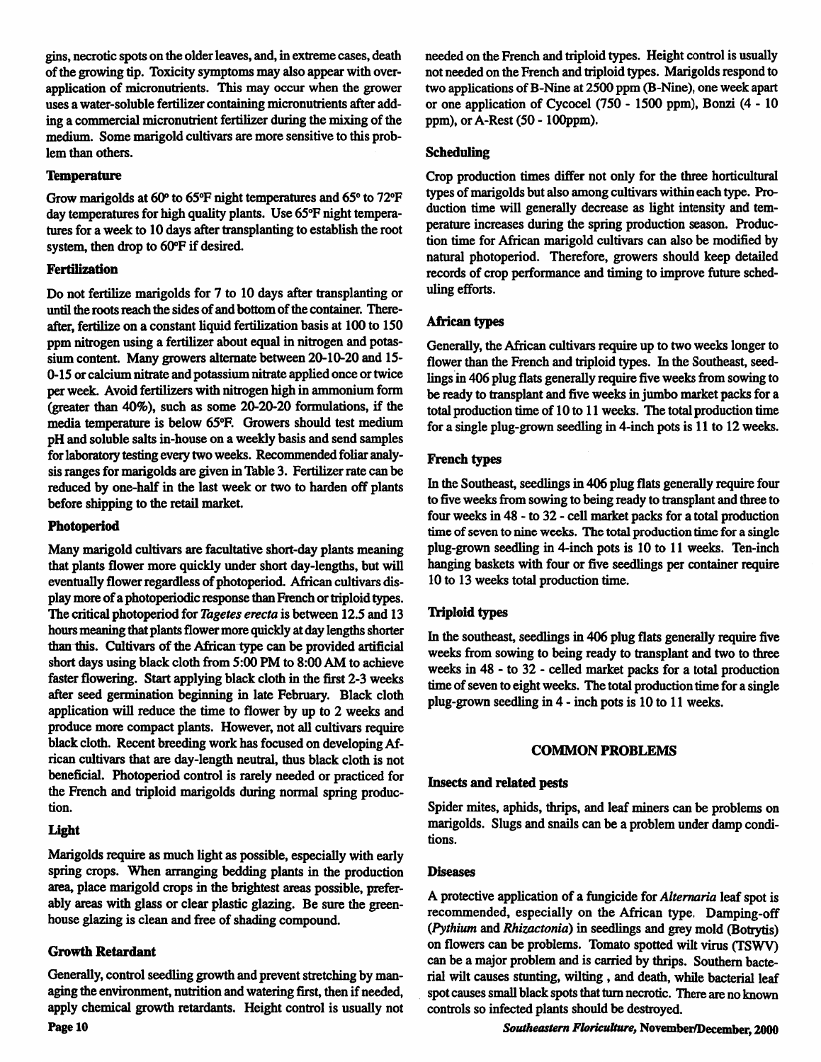gins, necrotic spots on the older leaves, and, in extreme cases, death of the growing tip. Toxicity symptoms may also appear with overapplication of micronutrients. This may occur when the grower uses a water-soluble fertilizer containing micronutrients after adding a commercial micronutrient fertilizer during the mixing of the medium. Some marigold cultivars are more sensitive to this problem than others.

### Temperature

Grow marigolds at 60° to 65°F night temperatures and 65° to 72°F day temperatures for high quality plants. Use 65°F night temperatures for a week to 10 days after transplanting to establish the root system, then drop to 60°F if desired.

### Fertilization

Do not fertilize marigolds for 7 to 10 days after transplanting or until the roots reach the sides of and bottom of the container. Thereafter, fertilize on a constant liquid fertilization basis at 100 to 150 ppm nitrogen using a fertilizer about equal in nitrogen and potassium content. Many growers alternate between 20-10-20 and 15-0-15 or calcium nitrate and potassium nitrate applied once or twice per week. Avoid fertilizers with nitrogen high in ammonium form (greater than 40%), such as some 20-20-20 formulations, if the media temperature is below 65°F. Growers should test medium pH and soluble salts in-house on a weekly basis and send samples for laboratory testing every two weeks. Recommended foliar analysis ranges for marigolds are given in Table 3. Fertilizer rate can be reduced by one-half in the last week or two to harden off plants before shipping to the retail market.

### Photoperiod

Many marigold cultivars are facultative short-day plants meaning that plants flower more quickly under short day-lengths, but will eventually flower regardless of photoperiod. African cultivars display more of a photoperiodic response than French or triploid types. The critical photoperiod for *Tagetes erecta* is between 12.5 and 13 hours meaning that plants flower more quickly at day lengths shorter than this. Cultivars of the African type can be provided artificial short days using black cloth from 5:00 PM to 8:00 AM to achieve faster flowering. Start applying black cloth in the first 2-3 weeks after seed germination beginning in late February. Black cloth application will reduce the time to flower by up to 2 weeks and produce more compact plants. However, not all cultivars require black cloth. Recent breeding work has focused on developing African cultivars that are day-length neutral, thus black cloth is not beneficial. Photoperiod control is rarely needed or practiced for the French and triploid marigolds during normal spring production.

### Light

Marigolds require as much light as possible, especially with early spring crops. When arranging bedding plants in the production area, place marigold crops in the brightest areas possible, preferably areas with glass or clear plastic glazing. Be sure the greenhouse glazing is clean and free of shading compound.

### Growth Retardant

Generally, control seedling growth and prevent stretching by managing the environment, nutrition and watering first, then if needed, apply chemical growth retardants. Height control is usually not needed on the French and triploid types. Height control is usually not needed on the French and triploid types. Marigolds respond to two applications of B-Nine at 2500 ppm (B-Nine), one week apart or one application of Cycocel (750 - 1500 ppm), Bonzi (4 - 10 ppm), or A-Rest (50 - 100ppm).

### Scheduling

Crop production times differ not only for the three horticultural types of marigolds but also among cultivars within each type. Production time will generally decrease as light intensity and temperature increases during the spring production season. Production time for African marigold cultivars can also be modified by natural photoperiod. Therefore, growers should keep detailed records of crop performance and timing to improve future scheduling efforts.

#### African types

Generally, the African cultivars require up to two weeks longer to flower than the French and triploid types. In the Southeast, seedlings in 406 plug flats generally require five weeks from sowing to be ready to transplant and five weeks in jumbo market packs for a total production time of 10 to 11 weeks. The total production time for a single plug-grown seedling in 4-inch pots is 11 to 12 weeks.

#### French types

In the Southeast, seedlings in 406 plug flats generally require four to five weeks from sowing to being ready to transplant and three to four weeks in 48 - to 32 - cell market packs for a total production time of seven to nine weeks. The total production time for a single plug-grown seedling in 4-inch pots is 10 to 11 weeks. Ten-inch hanging baskets with four or five seedlings per container require 10 to 13 weeks total production time.

#### Triploid types

In the southeast, seedlings in 406 plug flats generally require five weeks from sowing to being ready to transplant and two to three weeks in 48 - to 32 - celled market packs for a total production time of seven to eight weeks. The total production time for a single plug-grown seedling in 4 - inch pots is 10 to 11 weeks.

## COMMON PROBLEMS

### Insects and related pests

Spider mites, aphids, thrips, and leaf miners can be problems on marigolds. Slugs and snails can be a problem under damp conditions.

### Diseases

A protective application of a fungicide for *Alternaria* leaf spot is recommended, especially on the African type. Damping-off (*Pythium* and *Rhizactonia*) in seedlings and grey mold (Botrytis) on flowers can be problems. Tomato spotted wilt virus (TSWV) can be a major problem and is carried by thrips. Southern bacterial wilt causes stunting, wilting , and death, while bacterial leaf spot causes small black spots that turn necrotic. There are no known controls so infected plants should be destroyed.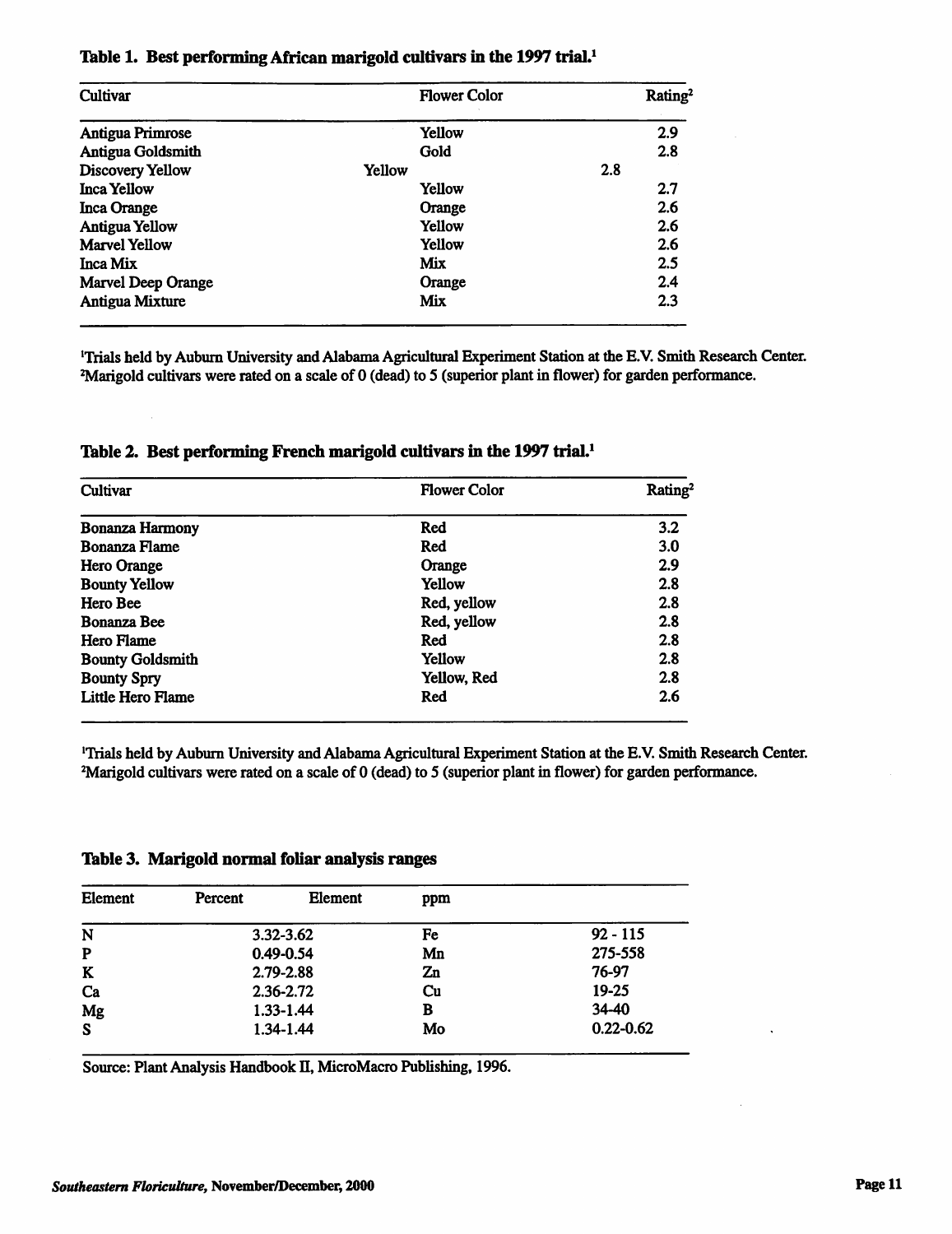**Table 1. Best performing African marigold cultivars in the 1997 trial.[1]**

| Cultivar | Flower Color | Rating[2] |
|---|---|---|
| Antigua Primrose | Yellow | 2.9 |
| Antigua Goldsmith | Gold | 2.8 |
| Discovery Yellow | Yellow | 2.8 |
| Inca Yellow | Yellow | 2.7 |
| Inca Orange | Orange | 2.6 |
| Antigua Yellow | Yellow | 2.6 |
| Marvel Yellow | Yellow | 2.6 |
| Inca Mix | Mix | 2.5 |
| Marvel Deep Orange | Orange | 2.4 |
| Antigua Mixture | Mix | 2.3 |

[1]Trials held by Auburn University and Alabama Agricultural Experiment Station at the E.V. Smith Research Center.
[2]Marigold cultivars were rated on a scale of 0 (dead) to 5 (superior plant in flower) for garden performance.

**Table 2. Best performing French marigold cultivars in the 1997 trial.[1]**

| Cultivar | Flower Color | Rating[2] |
|---|---|---|
| Bonanza Harmony | Red | 3.2 |
| Bonanza Flame | Red | 3.0 |
| Hero Orange | Orange | 2.9 |
| Bounty Yellow | Yellow | 2.8 |
| Hero Bee | Red, yellow | 2.8 |
| Bonanza Bee | Red, yellow | 2.8 |
| Hero Flame | Red | 2.8 |
| Bounty Goldsmith | Yellow | 2.8 |
| Bounty Spry | Yellow, Red | 2.8 |
| Little Hero Flame | Red | 2.6 |

[1]Trials held by Auburn University and Alabama Agricultural Experiment Station at the E.V. Smith Research Center.
[2]Marigold cultivars were rated on a scale of 0 (dead) to 5 (superior plant in flower) for garden performance.

**Table 3. Marigold normal foliar analysis ranges**

| Element | Percent | Element | ppm |
|---|---|---|---|
| N | 3.32-3.62 | Fe | 92 - 115 |
| P | 0.49-0.54 | Mn | 275-558 |
| K | 2.79-2.88 | Zn | 76-97 |
| Ca | 2.36-2.72 | Cu | 19-25 |
| Mg | 1.33-1.44 | B | 34-40 |
| S | 1.34-1.44 | Mo | 0.22-0.62 |

Source: Plant Analysis Handbook II, MicroMacro Publishing, 1996.